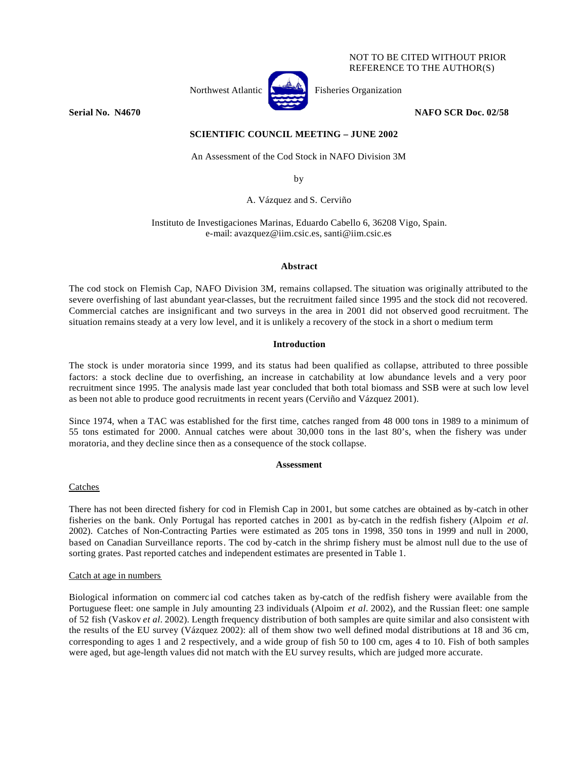NOT TO BE CITED WITHOUT PRIOR REFERENCE TO THE AUTHOR(S)

Northwest Atlantic Fisheries Organization

**Serial No. N4670** **NAFO SCR Doc. 02/58**

**SCIENTIFIC COUNCIL MEETING – JUNE 2002**

An Assessment of the Cod Stock in NAFO Division 3M

by

A. Vázquez and S. Cerviño

Instituto de Investigaciones Marinas, Eduardo Cabello 6, 36208 Vigo, Spain.
e-mail: avazquez@iim.csic.es, santi@iim.csic.es

## Abstract

The cod stock on Flemish Cap, NAFO Division 3M, remains collapsed. The situation was originally attributed to the severe overfishing of last abundant year-classes, but the recruitment failed since 1995 and the stock did not recovered. Commercial catches are insignificant and two surveys in the area in 2001 did not observed good recruitment. The situation remains steady at a very low level, and it is unlikely a recovery of the stock in a short o medium term

## Introduction

The stock is under moratoria since 1999, and its status had been qualified as collapse, attributed to three possible factors: a stock decline due to overfishing, an increase in catchability at low abundance levels and a very poor recruitment since 1995. The analysis made last year concluded that both total biomass and SSB were at such low level as been not able to produce good recruitments in recent years (Cerviño and Vázquez 2001).

Since 1974, when a TAC was established for the first time, catches ranged from 48 000 tons in 1989 to a minimum of 55 tons estimated for 2000. Annual catches were about 30,000 tons in the last 80's, when the fishery was under moratoria, and they decline since then as a consequence of the stock collapse.

## Assessment

### Catches

There has not been directed fishery for cod in Flemish Cap in 2001, but some catches are obtained as by-catch in other fisheries on the bank. Only Portugal has reported catches in 2001 as by-catch in the redfish fishery (Alpoim *et al*. 2002). Catches of Non-Contracting Parties were estimated as 205 tons in 1998, 350 tons in 1999 and null in 2000, based on Canadian Surveillance reports. The cod by-catch in the shrimp fishery must be almost null due to the use of sorting grates. Past reported catches and independent estimates are presented in Table 1.

### Catch at age in numbers

Biological information on commercial cod catches taken as by-catch of the redfish fishery were available from the Portuguese fleet: one sample in July amounting 23 individuals (Alpoim *et al*. 2002), and the Russian fleet: one sample of 52 fish (Vaskov *et al*. 2002). Length frequency distribution of both samples are quite similar and also consistent with the results of the EU survey (Vázquez 2002): all of them show two well defined modal distributions at 18 and 36 cm, corresponding to ages 1 and 2 respectively, and a wide group of fish 50 to 100 cm, ages 4 to 10. Fish of both samples were aged, but age-length values did not match with the EU survey results, which are judged more accurate.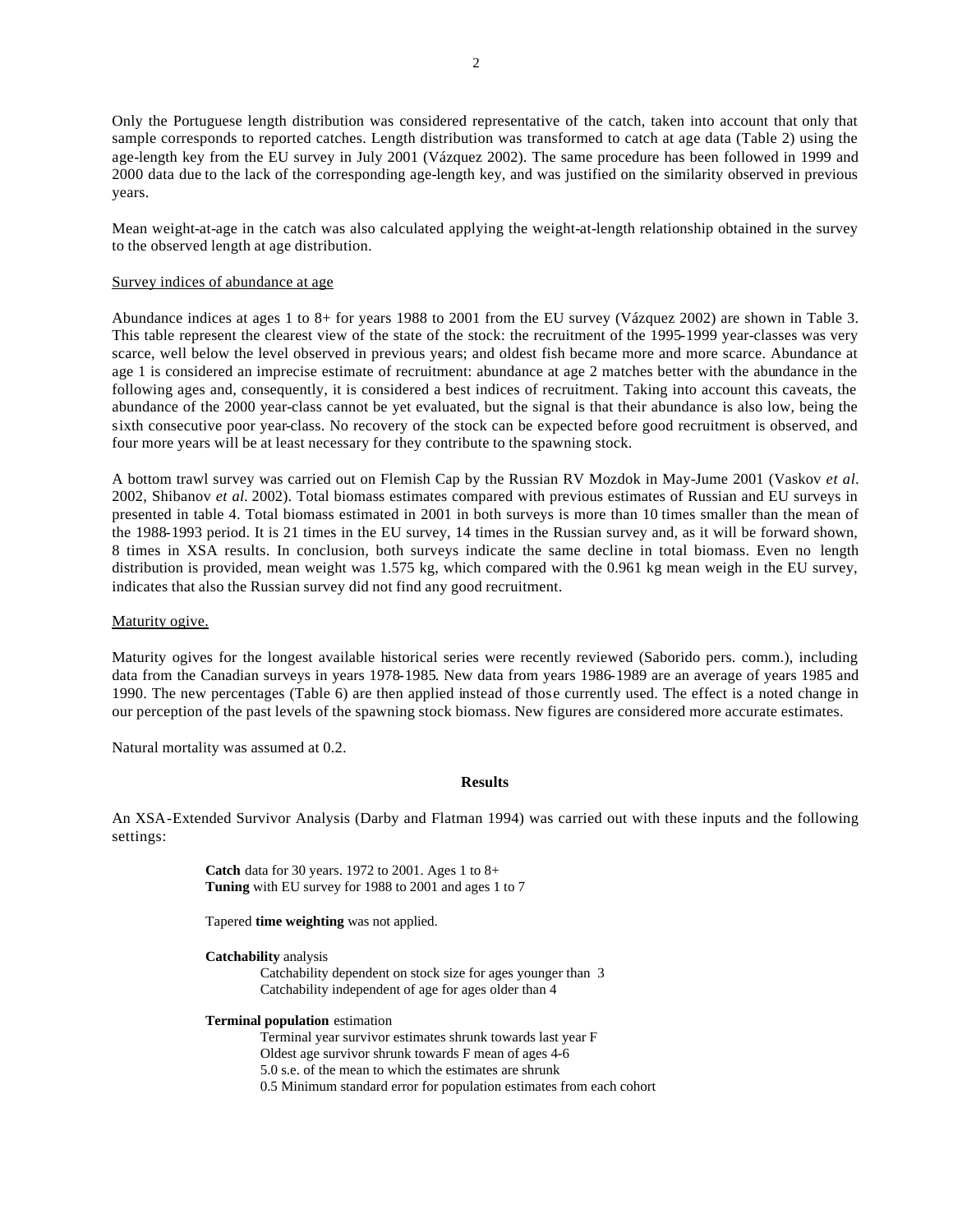Only the Portuguese length distribution was considered representative of the catch, taken into account that only that sample corresponds to reported catches. Length distribution was transformed to catch at age data (Table 2) using the age-length key from the EU survey in July 2001 (Vázquez 2002). The same procedure has been followed in 1999 and 2000 data due to the lack of the corresponding age-length key, and was justified on the similarity observed in previous years.

Mean weight-at-age in the catch was also calculated applying the weight-at-length relationship obtained in the survey to the observed length at age distribution.

Survey indices of abundance at age

Abundance indices at ages 1 to 8+ for years 1988 to 2001 from the EU survey (Vázquez 2002) are shown in Table 3. This table represent the clearest view of the state of the stock: the recruitment of the 1995-1999 year-classes was very scarce, well below the level observed in previous years; and oldest fish became more and more scarce. Abundance at age 1 is considered an imprecise estimate of recruitment: abundance at age 2 matches better with the abundance in the following ages and, consequently, it is considered a best indices of recruitment. Taking into account this caveats, the abundance of the 2000 year-class cannot be yet evaluated, but the signal is that their abundance is also low, being the sixth consecutive poor year-class. No recovery of the stock can be expected before good recruitment is observed, and four more years will be at least necessary for they contribute to the spawning stock.

A bottom trawl survey was carried out on Flemish Cap by the Russian RV Mozdok in May-Jume 2001 (Vaskov *et al.* 2002, Shibanov *et al.* 2002). Total biomass estimates compared with previous estimates of Russian and EU surveys in presented in table 4. Total biomass estimated in 2001 in both surveys is more than 10 times smaller than the mean of the 1988-1993 period. It is 21 times in the EU survey, 14 times in the Russian survey and, as it will be forward shown, 8 times in XSA results. In conclusion, both surveys indicate the same decline in total biomass. Even no length distribution is provided, mean weight was 1.575 kg, which compared with the 0.961 kg mean weigh in the EU survey, indicates that also the Russian survey did not find any good recruitment.

Maturity ogive.

Maturity ogives for the longest available historical series were recently reviewed (Saborido pers. comm.), including data from the Canadian surveys in years 1978-1985. New data from years 1986-1989 are an average of years 1985 and 1990. The new percentages (Table 6) are then applied instead of those currently used. The effect is a noted change in our perception of the past levels of the spawning stock biomass. New figures are considered more accurate estimates.

Natural mortality was assumed at 0.2.

## Results

An XSA-Extended Survivor Analysis (Darby and Flatman 1994) was carried out with these inputs and the following settings:

**Catch** data for 30 years. 1972 to 2001. Ages 1 to 8+
**Tuning** with EU survey for 1988 to 2001 and ages 1 to 7

Tapered **time weighting** was not applied.

**Catchability** analysis
- Catchability dependent on stock size for ages younger than 3
- Catchability independent of age for ages older than 4

**Terminal population** estimation
- Terminal year survivor estimates shrunk towards last year F
- Oldest age survivor shrunk towards F mean of ages 4-6
- 5.0 s.e. of the mean to which the estimates are shrunk
- 0.5 Minimum standard error for population estimates from each cohort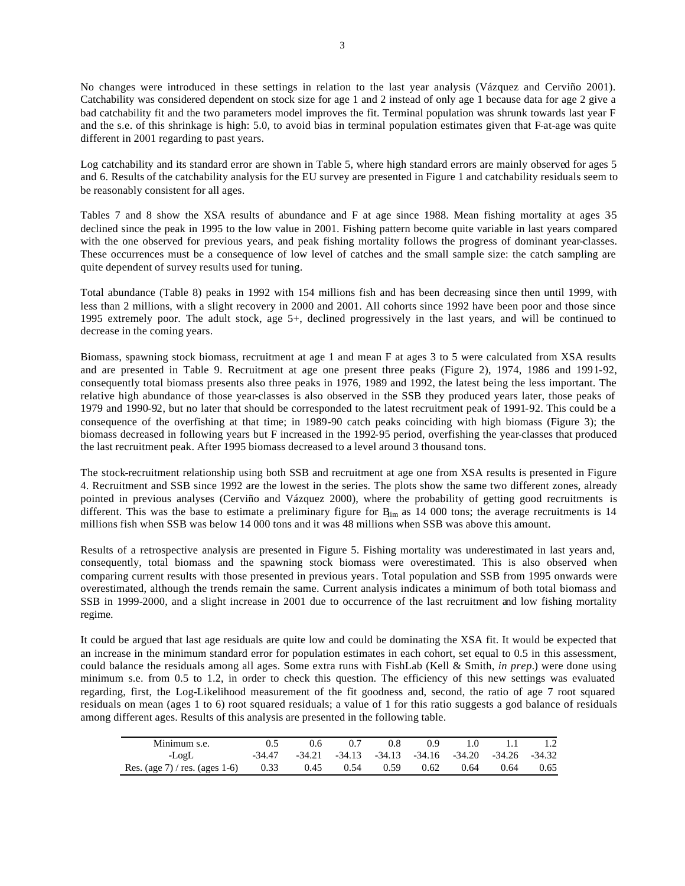No changes were introduced in these settings in relation to the last year analysis (Vázquez and Cerviño 2001). Catchability was considered dependent on stock size for age 1 and 2 instead of only age 1 because data for age 2 give a bad catchability fit and the two parameters model improves the fit. Terminal population was shrunk towards last year F and the s.e. of this shrinkage is high: 5.0, to avoid bias in terminal population estimates given that F-at-age was quite different in 2001 regarding to past years.

Log catchability and its standard error are shown in Table 5, where high standard errors are mainly observed for ages 5 and 6. Results of the catchability analysis for the EU survey are presented in Figure 1 and catchability residuals seem to be reasonably consistent for all ages.

Tables 7 and 8 show the XSA results of abundance and F at age since 1988. Mean fishing mortality at ages 3-5 declined since the peak in 1995 to the low value in 2001. Fishing pattern become quite variable in last years compared with the one observed for previous years, and peak fishing mortality follows the progress of dominant year-classes. These occurrences must be a consequence of low level of catches and the small sample size: the catch sampling are quite dependent of survey results used for tuning.

Total abundance (Table 8) peaks in 1992 with 154 millions fish and has been decreasing since then until 1999, with less than 2 millions, with a slight recovery in 2000 and 2001. All cohorts since 1992 have been poor and those since 1995 extremely poor. The adult stock, age 5+, declined progressively in the last years, and will be continued to decrease in the coming years.

Biomass, spawning stock biomass, recruitment at age 1 and mean F at ages 3 to 5 were calculated from XSA results and are presented in Table 9. Recruitment at age one present three peaks (Figure 2), 1974, 1986 and 1991-92, consequently total biomass presents also three peaks in 1976, 1989 and 1992, the latest being the less important. The relative high abundance of those year-classes is also observed in the SSB they produced years later, those peaks of 1979 and 1990-92, but no later that should be corresponded to the latest recruitment peak of 1991-92. This could be a consequence of the overfishing at that time; in 1989-90 catch peaks coinciding with high biomass (Figure 3); the biomass decreased in following years but F increased in the 1992-95 period, overfishing the year-classes that produced the last recruitment peak. After 1995 biomass decreased to a level around 3 thousand tons.

The stock-recruitment relationship using both SSB and recruitment at age one from XSA results is presented in Figure 4. Recruitment and SSB since 1992 are the lowest in the series. The plots show the same two different zones, already pointed in previous analyses (Cerviño and Vázquez 2000), where the probability of getting good recruitments is different. This was the base to estimate a preliminary figure for $B_{lim}$ as 14 000 tons; the average recruitments is 14 millions fish when SSB was below 14 000 tons and it was 48 millions when SSB was above this amount.

Results of a retrospective analysis are presented in Figure 5. Fishing mortality was underestimated in last years and, consequently, total biomass and the spawning stock biomass were overestimated. This is also observed when comparing current results with those presented in previous years. Total population and SSB from 1995 onwards were overestimated, although the trends remain the same. Current analysis indicates a minimum of both total biomass and SSB in 1999-2000, and a slight increase in 2001 due to occurrence of the last recruitment and low fishing mortality regime.

It could be argued that last age residuals are quite low and could be dominating the XSA fit. It would be expected that an increase in the minimum standard error for population estimates in each cohort, set equal to 0.5 in this assessment, could balance the residuals among all ages. Some extra runs with FishLab (Kell & Smith, *in prep*.) were done using minimum s.e. from 0.5 to 1.2, in order to check this question. The efficiency of this new settings was evaluated regarding, first, the Log-Likelihood measurement of the fit goodness and, second, the ratio of age 7 root squared residuals on mean (ages 1 to 6) root squared residuals; a value of 1 for this ratio suggests a god balance of residuals among different ages. Results of this analysis are presented in the following table.

| Minimum s.e. | 0.5 | 0.6 | 0.7 | 0.8 | 0.9 | 1.0 | 1.1 | 1.2 |
|---|---|---|---|---|---|---|---|---|
| -LogL | -34.47 | -34.21 | -34.13 | -34.13 | -34.16 | -34.20 | -34.26 | -34.32 |
| Res. (age 7) / res. (ages 1-6) | 0.33 | 0.45 | 0.54 | 0.59 | 0.62 | 0.64 | 0.64 | 0.65 |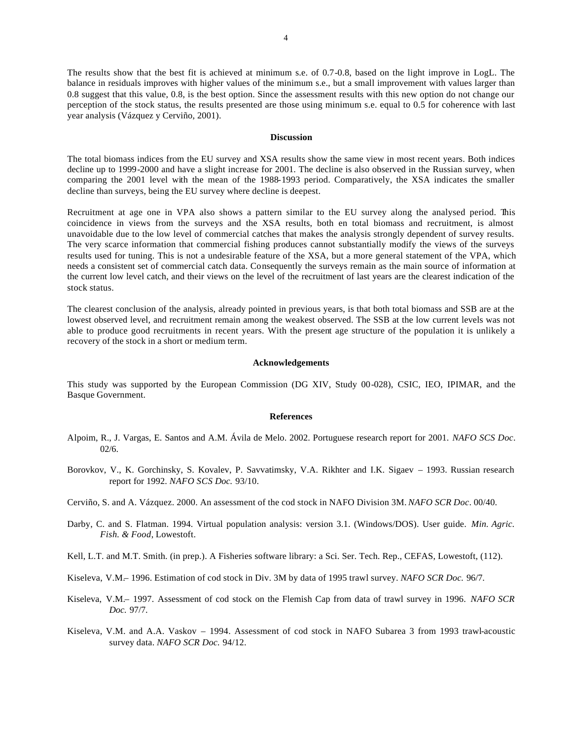The results show that the best fit is achieved at minimum s.e. of 0.7-0.8, based on the light improve in LogL. The balance in residuals improves with higher values of the minimum s.e., but a small improvement with values larger than 0.8 suggest that this value, 0.8, is the best option. Since the assessment results with this new option do not change our perception of the stock status, the results presented are those using minimum s.e. equal to 0.5 for coherence with last year analysis (Vázquez y Cerviño, 2001).

## Discussion

The total biomass indices from the EU survey and XSA results show the same view in most recent years. Both indices decline up to 1999-2000 and have a slight increase for 2001. The decline is also observed in the Russian survey, when comparing the 2001 level with the mean of the 1988-1993 period. Comparatively, the XSA indicates the smaller decline than surveys, being the EU survey where decline is deepest.

Recruitment at age one in VPA also shows a pattern similar to the EU survey along the analysed period. This coincidence in views from the surveys and the XSA results, both en total biomass and recruitment, is almost unavoidable due to the low level of commercial catches that makes the analysis strongly dependent of survey results. The very scarce information that commercial fishing produces cannot substantially modify the views of the surveys results used for tuning. This is not a undesirable feature of the XSA, but a more general statement of the VPA, which needs a consistent set of commercial catch data. Consequently the surveys remain as the main source of information at the current low level catch, and their views on the level of the recruitment of last years are the clearest indication of the stock status.

The clearest conclusion of the analysis, already pointed in previous years, is that both total biomass and SSB are at the lowest observed level, and recruitment remain among the weakest observed. The SSB at the low current levels was not able to produce good recruitments in recent years. With the present age structure of the population it is unlikely a recovery of the stock in a short or medium term.

## Acknowledgements

This study was supported by the European Commission (DG XIV, Study 00-028), CSIC, IEO, IPIMAR, and the Basque Government.

## References

Alpoim, R., J. Vargas, E. Santos and A.M. Ávila de Melo. 2002. Portuguese research report for 2001. *NAFO SCS Doc*. 02/6.

Borovkov, V., K. Gorchinsky, S. Kovalev, P. Savvatimsky, V.A. Rikhter and I.K. Sigaev – 1993. Russian research report for 1992. *NAFO SCS Doc.* 93/10.

Cerviño, S. and A. Vázquez. 2000. An assessment of the cod stock in NAFO Division 3M. *NAFO SCR Doc*. 00/40.

Darby, C. and S. Flatman. 1994. Virtual population analysis: version 3.1. (Windows/DOS). User guide. *Min. Agric. Fish. & Food*, Lowestoft.

Kell, L.T. and M.T. Smith. (in prep.). A Fisheries software library: a Sci. Ser. Tech. Rep., CEFAS, Lowestoft, (112).

Kiseleva, V.M.– 1996. Estimation of cod stock in Div. 3M by data of 1995 trawl survey. *NAFO SCR Doc.* 96/7.

Kiseleva, V.M.– 1997. Assessment of cod stock on the Flemish Cap from data of trawl survey in 1996. *NAFO SCR Doc.* 97/7.

Kiseleva, V.M. and A.A. Vaskov – 1994. Assessment of cod stock in NAFO Subarea 3 from 1993 trawl-acoustic survey data. *NAFO SCR Doc.* 94/12.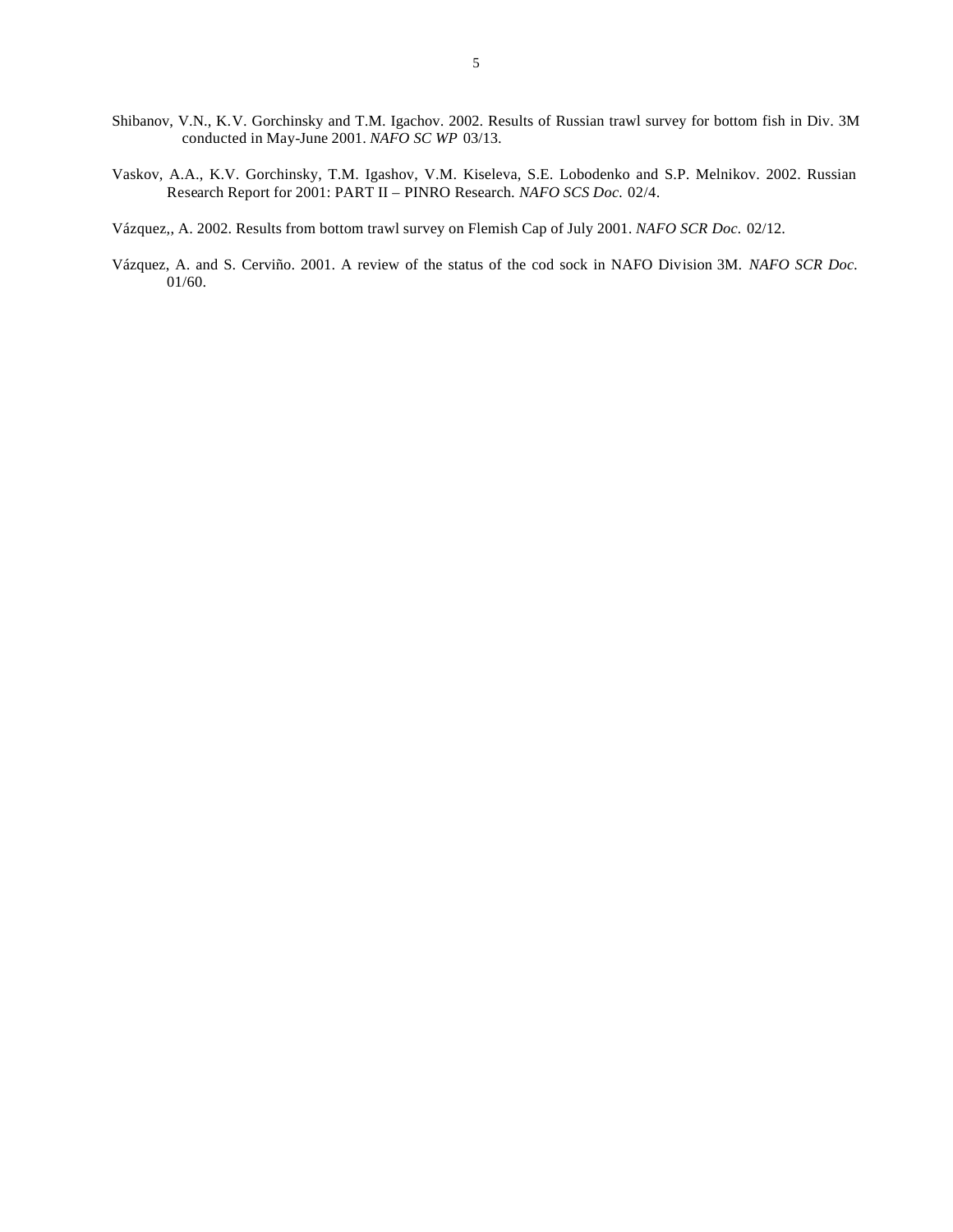Shibanov, V.N., K.V. Gorchinsky and T.M. Igachov. 2002. Results of Russian trawl survey for bottom fish in Div. 3M conducted in May-June 2001. *NAFO SC WP* 03/13.

Vaskov, A.A., K.V. Gorchinsky, T.M. Igashov, V.M. Kiseleva, S.E. Lobodenko and S.P. Melnikov. 2002. Russian Research Report for 2001: PART II – PINRO Research. *NAFO SCS Doc.* 02/4.

Vázquez,, A. 2002. Results from bottom trawl survey on Flemish Cap of July 2001. *NAFO SCR Doc.* 02/12.

Vázquez, A. and S. Cerviño. 2001. A review of the status of the cod sock in NAFO Division 3M. *NAFO SCR Doc.* 01/60.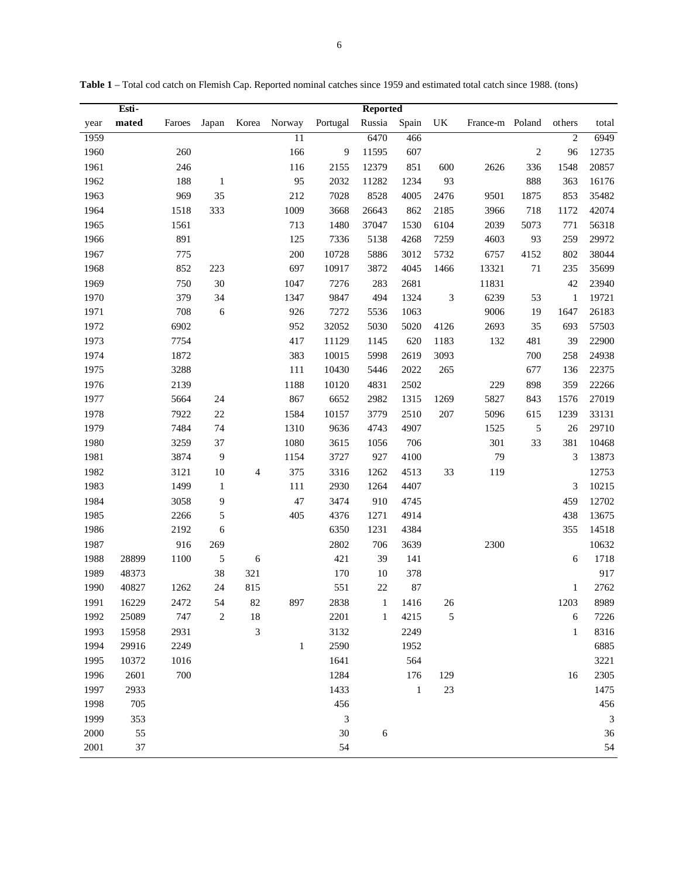**Table 1** – Total cod catch on Flemish Cap. Reported nominal catches since 1959 and estimated total catch since 1988. (tons)

| | Esti- | | | | | | Reported | | | | | | |
|---|---|---|---|---|---|---|---|---|---|---|---|---|---|
| year | mated | Faroes | Japan | Korea | Norway | Portugal | Russia | Spain | UK | France-m | Poland | others | total |
| 1959 | | | | | 11 | | 6470 | 466 | | | | 2 | 6949 |
| 1960 | | 260 | | | 166 | 9 | 11595 | 607 | | | 2 | 96 | 12735 |
| 1961 | | 246 | | | 116 | 2155 | 12379 | 851 | 600 | 2626 | 336 | 1548 | 20857 |
| 1962 | | 188 | 1 | | 95 | 2032 | 11282 | 1234 | 93 | | 888 | 363 | 16176 |
| 1963 | | 969 | 35 | | 212 | 7028 | 8528 | 4005 | 2476 | 9501 | 1875 | 853 | 35482 |
| 1964 | | 1518 | 333 | | 1009 | 3668 | 26643 | 862 | 2185 | 3966 | 718 | 1172 | 42074 |
| 1965 | | 1561 | | | 713 | 1480 | 37047 | 1530 | 6104 | 2039 | 5073 | 771 | 56318 |
| 1966 | | 891 | | | 125 | 7336 | 5138 | 4268 | 7259 | 4603 | 93 | 259 | 29972 |
| 1967 | | 775 | | | 200 | 10728 | 5886 | 3012 | 5732 | 6757 | 4152 | 802 | 38044 |
| 1968 | | 852 | 223 | | 697 | 10917 | 3872 | 4045 | 1466 | 13321 | 71 | 235 | 35699 |
| 1969 | | 750 | 30 | | 1047 | 7276 | 283 | 2681 | | 11831 | | 42 | 23940 |
| 1970 | | 379 | 34 | | 1347 | 9847 | 494 | 1324 | 3 | 6239 | 53 | 1 | 19721 |
| 1971 | | 708 | 6 | | 926 | 7272 | 5536 | 1063 | | 9006 | 19 | 1647 | 26183 |
| 1972 | | 6902 | | | 952 | 32052 | 5030 | 5020 | 4126 | 2693 | 35 | 693 | 57503 |
| 1973 | | 7754 | | | 417 | 11129 | 1145 | 620 | 1183 | 132 | 481 | 39 | 22900 |
| 1974 | | 1872 | | | 383 | 10015 | 5998 | 2619 | 3093 | | 700 | 258 | 24938 |
| 1975 | | 3288 | | | 111 | 10430 | 5446 | 2022 | 265 | | 677 | 136 | 22375 |
| 1976 | | 2139 | | | 1188 | 10120 | 4831 | 2502 | | 229 | 898 | 359 | 22266 |
| 1977 | | 5664 | 24 | | 867 | 6652 | 2982 | 1315 | 1269 | 5827 | 843 | 1576 | 27019 |
| 1978 | | 7922 | 22 | | 1584 | 10157 | 3779 | 2510 | 207 | 5096 | 615 | 1239 | 33131 |
| 1979 | | 7484 | 74 | | 1310 | 9636 | 4743 | 4907 | | 1525 | 5 | 26 | 29710 |
| 1980 | | 3259 | 37 | | 1080 | 3615 | 1056 | 706 | | 301 | 33 | 381 | 10468 |
| 1981 | | 3874 | 9 | | 1154 | 3727 | 927 | 4100 | | 79 | | 3 | 13873 |
| 1982 | | 3121 | 10 | 4 | 375 | 3316 | 1262 | 4513 | 33 | 119 | | | 12753 |
| 1983 | | 1499 | 1 | | 111 | 2930 | 1264 | 4407 | | | | 3 | 10215 |
| 1984 | | 3058 | 9 | | 47 | 3474 | 910 | 4745 | | | | 459 | 12702 |
| 1985 | | 2266 | 5 | | 405 | 4376 | 1271 | 4914 | | | | 438 | 13675 |
| 1986 | | 2192 | 6 | | | 6350 | 1231 | 4384 | | | | 355 | 14518 |
| 1987 | | 916 | 269 | | | 2802 | 706 | 3639 | | 2300 | | | 10632 |
| 1988 | 28899 | 1100 | 5 | 6 | | 421 | 39 | 141 | | | | 6 | 1718 |
| 1989 | 48373 | | 38 | 321 | | 170 | 10 | 378 | | | | | 917 |
| 1990 | 40827 | 1262 | 24 | 815 | | 551 | 22 | 87 | | | | 1 | 2762 |
| 1991 | 16229 | 2472 | 54 | 82 | 897 | 2838 | 1 | 1416 | 26 | | | 1203 | 8989 |
| 1992 | 25089 | 747 | 2 | 18 | | 2201 | 1 | 4215 | 5 | | | 6 | 7226 |
| 1993 | 15958 | 2931 | | 3 | | 3132 | | 2249 | | | | 1 | 8316 |
| 1994 | 29916 | 2249 | | | 1 | 2590 | | 1952 | | | | | 6885 |
| 1995 | 10372 | 1016 | | | | 1641 | | 564 | | | | | 3221 |
| 1996 | 2601 | 700 | | | | 1284 | | 176 | 129 | | | 16 | 2305 |
| 1997 | 2933 | | | | | 1433 | | 1 | 23 | | | | 1475 |
| 1998 | 705 | | | | | 456 | | | | | | | 456 |
| 1999 | 353 | | | | | 3 | | | | | | | 3 |
| 2000 | 55 | | | | | 30 | 6 | | | | | | 36 |
| 2001 | 37 | | | | | 54 | | | | | | | 54 |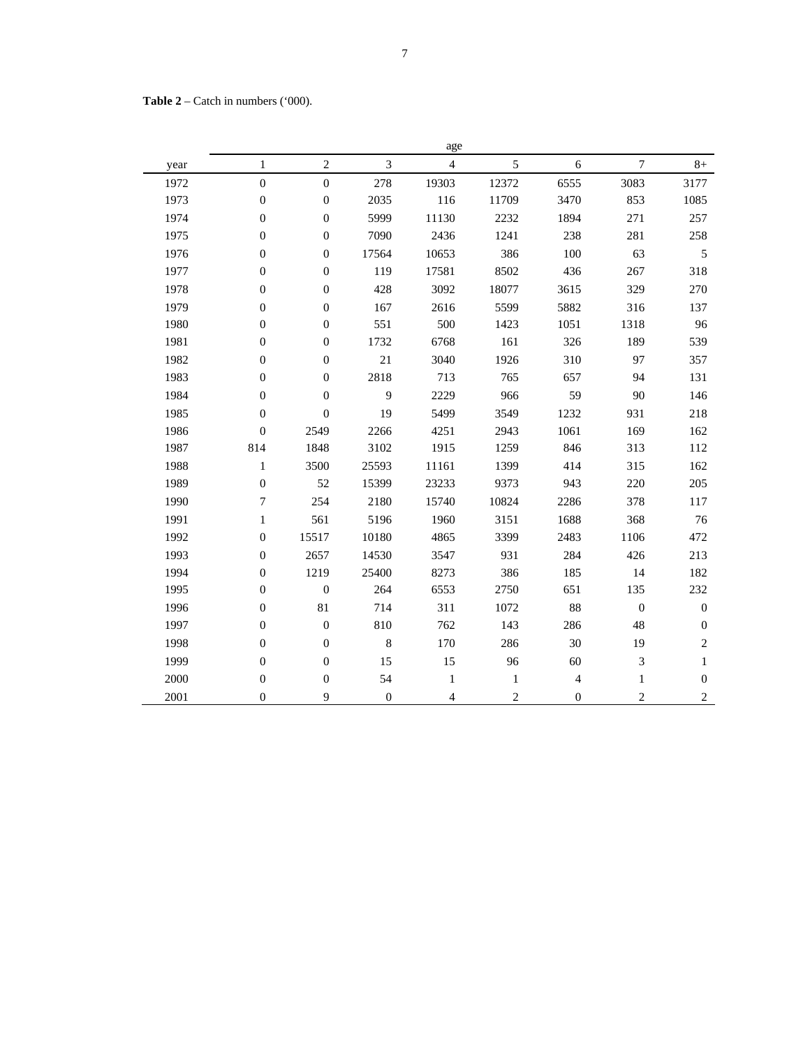**Table 2** – Catch in numbers ('000).

| | age | | | | | | | |
|---|---|---|---|---|---|---|---|---|
| year | 1 | 2 | 3 | 4 | 5 | 6 | 7 | 8+ |
| 1972 | 0 | 0 | 278 | 19303 | 12372 | 6555 | 3083 | 3177 |
| 1973 | 0 | 0 | 2035 | 116 | 11709 | 3470 | 853 | 1085 |
| 1974 | 0 | 0 | 5999 | 11130 | 2232 | 1894 | 271 | 257 |
| 1975 | 0 | 0 | 7090 | 2436 | 1241 | 238 | 281 | 258 |
| 1976 | 0 | 0 | 17564 | 10653 | 386 | 100 | 63 | 5 |
| 1977 | 0 | 0 | 119 | 17581 | 8502 | 436 | 267 | 318 |
| 1978 | 0 | 0 | 428 | 3092 | 18077 | 3615 | 329 | 270 |
| 1979 | 0 | 0 | 167 | 2616 | 5599 | 5882 | 316 | 137 |
| 1980 | 0 | 0 | 551 | 500 | 1423 | 1051 | 1318 | 96 |
| 1981 | 0 | 0 | 1732 | 6768 | 161 | 326 | 189 | 539 |
| 1982 | 0 | 0 | 21 | 3040 | 1926 | 310 | 97 | 357 |
| 1983 | 0 | 0 | 2818 | 713 | 765 | 657 | 94 | 131 |
| 1984 | 0 | 0 | 9 | 2229 | 966 | 59 | 90 | 146 |
| 1985 | 0 | 0 | 19 | 5499 | 3549 | 1232 | 931 | 218 |
| 1986 | 0 | 2549 | 2266 | 4251 | 2943 | 1061 | 169 | 162 |
| 1987 | 814 | 1848 | 3102 | 1915 | 1259 | 846 | 313 | 112 |
| 1988 | 1 | 3500 | 25593 | 11161 | 1399 | 414 | 315 | 162 |
| 1989 | 0 | 52 | 15399 | 23233 | 9373 | 943 | 220 | 205 |
| 1990 | 7 | 254 | 2180 | 15740 | 10824 | 2286 | 378 | 117 |
| 1991 | 1 | 561 | 5196 | 1960 | 3151 | 1688 | 368 | 76 |
| 1992 | 0 | 15517 | 10180 | 4865 | 3399 | 2483 | 1106 | 472 |
| 1993 | 0 | 2657 | 14530 | 3547 | 931 | 284 | 426 | 213 |
| 1994 | 0 | 1219 | 25400 | 8273 | 386 | 185 | 14 | 182 |
| 1995 | 0 | 0 | 264 | 6553 | 2750 | 651 | 135 | 232 |
| 1996 | 0 | 81 | 714 | 311 | 1072 | 88 | 0 | 0 |
| 1997 | 0 | 0 | 810 | 762 | 143 | 286 | 48 | 0 |
| 1998 | 0 | 0 | 8 | 170 | 286 | 30 | 19 | 2 |
| 1999 | 0 | 0 | 15 | 15 | 96 | 60 | 3 | 1 |
| 2000 | 0 | 0 | 54 | 1 | 1 | 4 | 1 | 0 |
| 2001 | 0 | 9 | 0 | 4 | 2 | 0 | 2 | 2 |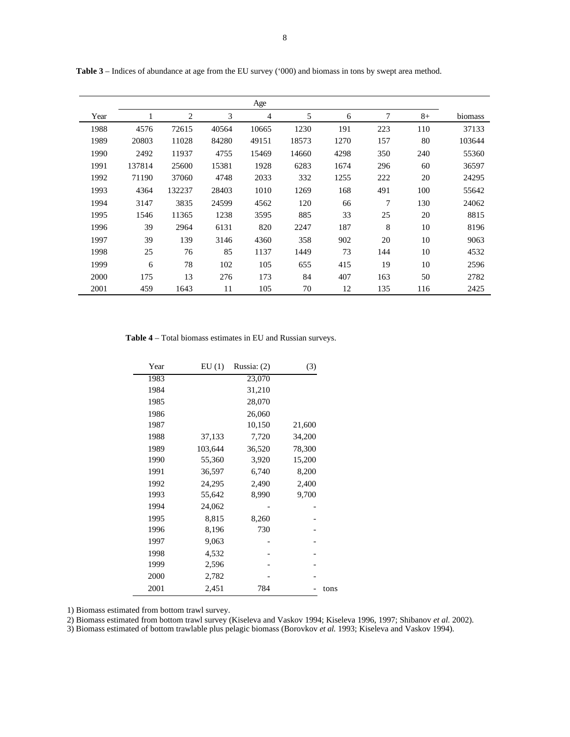**Table 3** – Indices of abundance at age from the EU survey ('000) and biomass in tons by swept area method.

| | Age | | | | | | | | |
|---|---|---|---|---|---|---|---|---|---|
| Year | 1 | 2 | 3 | 4 | 5 | 6 | 7 | 8+ | biomass |
| 1988 | 4576 | 72615 | 40564 | 10665 | 1230 | 191 | 223 | 110 | 37133 |
| 1989 | 20803 | 11028 | 84280 | 49151 | 18573 | 1270 | 157 | 80 | 103644 |
| 1990 | 2492 | 11937 | 4755 | 15469 | 14660 | 4298 | 350 | 240 | 55360 |
| 1991 | 137814 | 25600 | 15381 | 1928 | 6283 | 1674 | 296 | 60 | 36597 |
| 1992 | 71190 | 37060 | 4748 | 2033 | 332 | 1255 | 222 | 20 | 24295 |
| 1993 | 4364 | 132237 | 28403 | 1010 | 1269 | 168 | 491 | 100 | 55642 |
| 1994 | 3147 | 3835 | 24599 | 4562 | 120 | 66 | 7 | 130 | 24062 |
| 1995 | 1546 | 11365 | 1238 | 3595 | 885 | 33 | 25 | 20 | 8815 |
| 1996 | 39 | 2964 | 6131 | 820 | 2247 | 187 | 8 | 10 | 8196 |
| 1997 | 39 | 139 | 3146 | 4360 | 358 | 902 | 20 | 10 | 9063 |
| 1998 | 25 | 76 | 85 | 1137 | 1449 | 73 | 144 | 10 | 4532 |
| 1999 | 6 | 78 | 102 | 105 | 655 | 415 | 19 | 10 | 2596 |
| 2000 | 175 | 13 | 276 | 173 | 84 | 407 | 163 | 50 | 2782 |
| 2001 | 459 | 1643 | 11 | 105 | 70 | 12 | 135 | 116 | 2425 |

**Table 4** – Total biomass estimates in EU and Russian surveys.

| Year | EU (1) | Russia: (2) | (3) |
|---|---|---|---|
| 1983 | | 23,070 | |
| 1984 | | 31,210 | |
| 1985 | | 28,070 | |
| 1986 | | 26,060 | |
| 1987 | | 10,150 | 21,600 |
| 1988 | 37,133 | 7,720 | 34,200 |
| 1989 | 103,644 | 36,520 | 78,300 |
| 1990 | 55,360 | 3,920 | 15,200 |
| 1991 | 36,597 | 6,740 | 8,200 |
| 1992 | 24,295 | 2,490 | 2,400 |
| 1993 | 55,642 | 8,990 | 9,700 |
| 1994 | 24,062 | - | - |
| 1995 | 8,815 | 8,260 | - |
| 1996 | 8,196 | 730 | - |
| 1997 | 9,063 | - | - |
| 1998 | 4,532 | - | - |
| 1999 | 2,596 | - | - |
| 2000 | 2,782 | - | - |
| 2001 | 2,451 | 784 | - tons |

1) Biomass estimated from bottom trawl survey.
2) Biomass estimated from bottom trawl survey (Kiseleva and Vaskov 1994; Kiseleva 1996, 1997; Shibanov *et al.* 2002).
3) Biomass estimated of bottom trawlable plus pelagic biomass (Borovkov *et al.* 1993; Kiseleva and Vaskov 1994).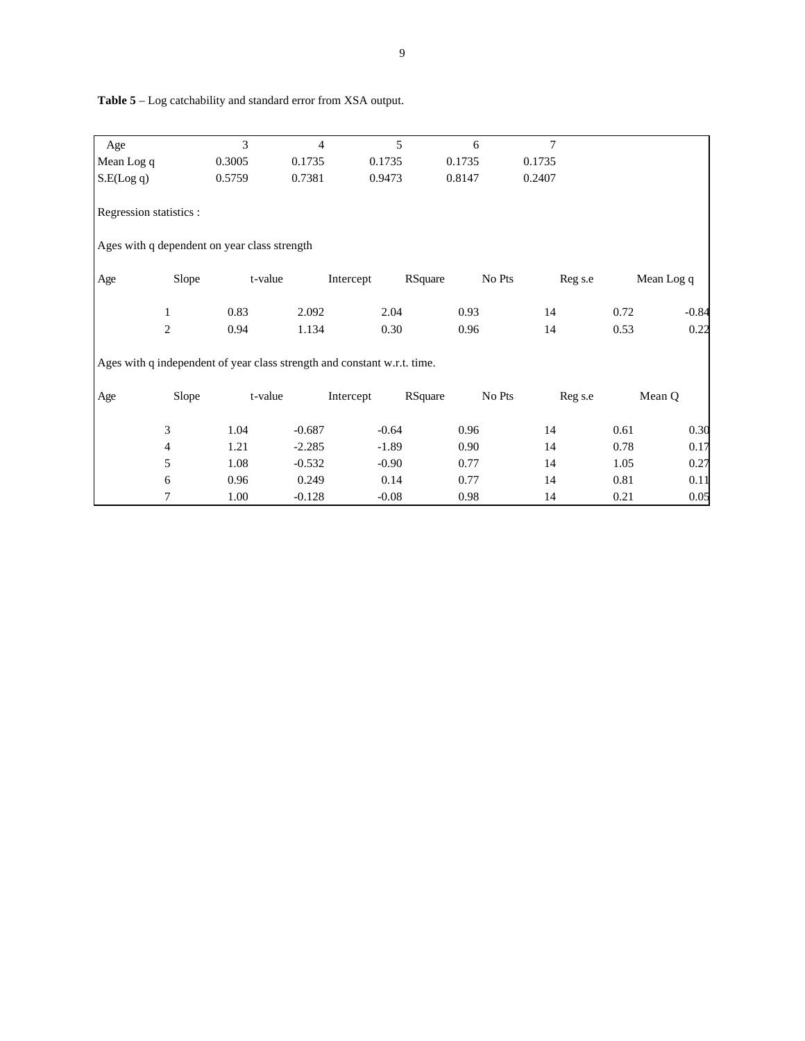**Table 5** – Log catchability and standard error from XSA output.

| Age | 3 | 4 | 5 | 6 | 7 |
|---|---|---|---|---|---|
| Mean Log q | 0.3005 | 0.1735 | 0.1735 | 0.1735 | 0.1735 |
| S.E(Log q) | 0.5759 | 0.7381 | 0.9473 | 0.8147 | 0.2407 |

Regression statistics :

Ages with q dependent on year class strength

| Age | Slope | t-value | Intercept | RSquare | No Pts | Reg s.e | Mean Log q |
|---|---|---|---|---|---|---|---|
| 1 | 0.83 | 2.092 | 2.04 | 0.93 | 14 | 0.72 | -0.84 |
| 2 | 0.94 | 1.134 | 0.30 | 0.96 | 14 | 0.53 | 0.22 |

Ages with q independent of year class strength and constant w.r.t. time.

| Age | Slope | t-value | Intercept | RSquare | No Pts | Reg s.e | Mean Q |
|---|---|---|---|---|---|---|---|
| 3 | 1.04 | -0.687 | -0.64 | 0.96 | 14 | 0.61 | 0.30 |
| 4 | 1.21 | -2.285 | -1.89 | 0.90 | 14 | 0.78 | 0.17 |
| 5 | 1.08 | -0.532 | -0.90 | 0.77 | 14 | 1.05 | 0.27 |
| 6 | 0.96 | 0.249 | 0.14 | 0.77 | 14 | 0.81 | 0.11 |
| 7 | 1.00 | -0.128 | -0.08 | 0.98 | 14 | 0.21 | 0.05 |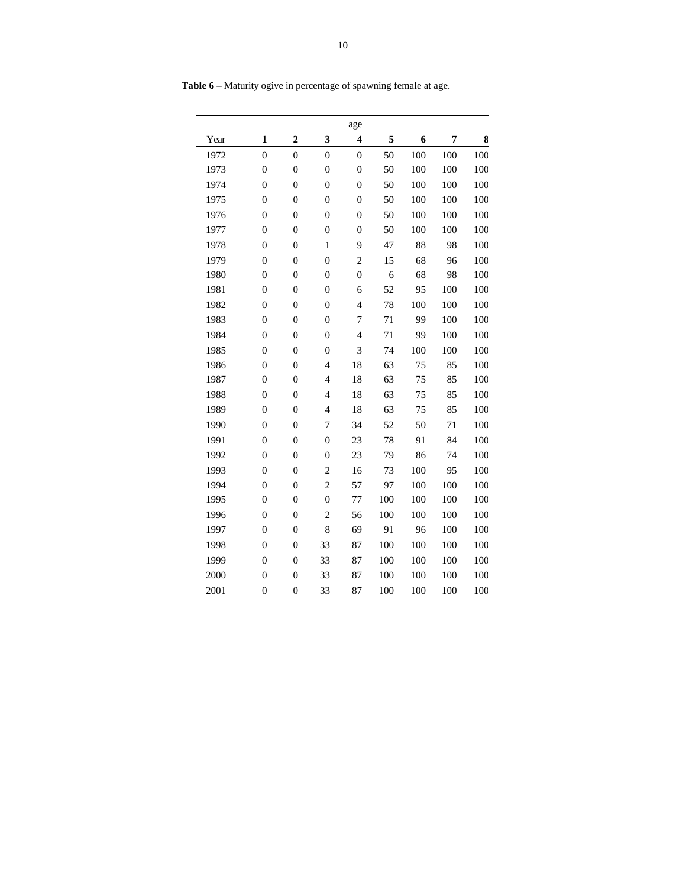**Table 6** – Maturity ogive in percentage of spawning female at age.

| | age | | | | | | | |
|---|---|---|---|---|---|---|---|---|
| Year | **1** | **2** | **3** | **4** | **5** | **6** | **7** | **8** |
| 1972 | 0 | 0 | 0 | 0 | 50 | 100 | 100 | 100 |
| 1973 | 0 | 0 | 0 | 0 | 50 | 100 | 100 | 100 |
| 1974 | 0 | 0 | 0 | 0 | 50 | 100 | 100 | 100 |
| 1975 | 0 | 0 | 0 | 0 | 50 | 100 | 100 | 100 |
| 1976 | 0 | 0 | 0 | 0 | 50 | 100 | 100 | 100 |
| 1977 | 0 | 0 | 0 | 0 | 50 | 100 | 100 | 100 |
| 1978 | 0 | 0 | 1 | 9 | 47 | 88 | 98 | 100 |
| 1979 | 0 | 0 | 0 | 2 | 15 | 68 | 96 | 100 |
| 1980 | 0 | 0 | 0 | 0 | 6 | 68 | 98 | 100 |
| 1981 | 0 | 0 | 0 | 6 | 52 | 95 | 100 | 100 |
| 1982 | 0 | 0 | 0 | 4 | 78 | 100 | 100 | 100 |
| 1983 | 0 | 0 | 0 | 7 | 71 | 99 | 100 | 100 |
| 1984 | 0 | 0 | 0 | 4 | 71 | 99 | 100 | 100 |
| 1985 | 0 | 0 | 0 | 3 | 74 | 100 | 100 | 100 |
| 1986 | 0 | 0 | 4 | 18 | 63 | 75 | 85 | 100 |
| 1987 | 0 | 0 | 4 | 18 | 63 | 75 | 85 | 100 |
| 1988 | 0 | 0 | 4 | 18 | 63 | 75 | 85 | 100 |
| 1989 | 0 | 0 | 4 | 18 | 63 | 75 | 85 | 100 |
| 1990 | 0 | 0 | 7 | 34 | 52 | 50 | 71 | 100 |
| 1991 | 0 | 0 | 0 | 23 | 78 | 91 | 84 | 100 |
| 1992 | 0 | 0 | 0 | 23 | 79 | 86 | 74 | 100 |
| 1993 | 0 | 0 | 2 | 16 | 73 | 100 | 95 | 100 |
| 1994 | 0 | 0 | 2 | 57 | 97 | 100 | 100 | 100 |
| 1995 | 0 | 0 | 0 | 77 | 100 | 100 | 100 | 100 |
| 1996 | 0 | 0 | 2 | 56 | 100 | 100 | 100 | 100 |
| 1997 | 0 | 0 | 8 | 69 | 91 | 96 | 100 | 100 |
| 1998 | 0 | 0 | 33 | 87 | 100 | 100 | 100 | 100 |
| 1999 | 0 | 0 | 33 | 87 | 100 | 100 | 100 | 100 |
| 2000 | 0 | 0 | 33 | 87 | 100 | 100 | 100 | 100 |
| 2001 | 0 | 0 | 33 | 87 | 100 | 100 | 100 | 100 |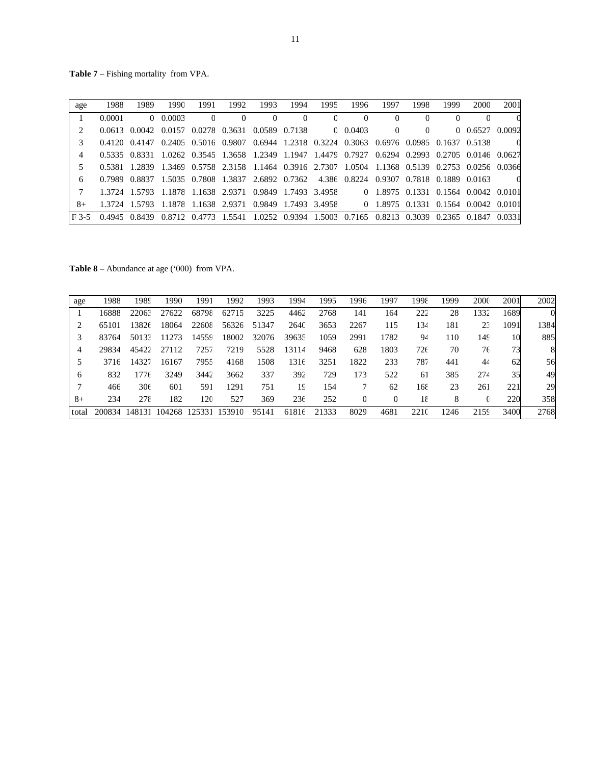**Table 7** – Fishing mortality from VPA.

| age | 1988 | 1989 | 1990 | 1991 | 1992 | 1993 | 1994 | 1995 | 1996 | 1997 | 1998 | 1999 | 2000 | 2001 |
|---|---|---|---|---|---|---|---|---|---|---|---|---|---|---|
| 1 | 0.0001 | 0 | 0.0003 | 0 | 0 | 0 | 0 | 0 | 0 | 0 | 0 | 0 | 0 | 0 |
| 2 | 0.0613 | 0.0042 | 0.0157 | 0.0278 | 0.3631 | 0.0589 | 0.7138 | 0 | 0.0403 | 0 | 0 | 0 | 0.6527 | 0.0092 |
| 3 | 0.4120 | 0.4147 | 0.2405 | 0.5016 | 0.9807 | 0.6944 | 1.2318 | 0.3224 | 0.3063 | 0.6976 | 0.0985 | 0.1637 | 0.5138 | 0 |
| 4 | 0.5335 | 0.8331 | 1.0262 | 0.3545 | 1.3658 | 1.2349 | 1.1947 | 1.4479 | 0.7927 | 0.6294 | 0.2993 | 0.2705 | 0.0146 | 0.0627 |
| 5 | 0.5381 | 1.2839 | 1.3469 | 0.5758 | 2.3158 | 1.1464 | 0.3916 | 2.7307 | 1.0504 | 1.1368 | 0.5139 | 0.2753 | 0.0256 | 0.0366 |
| 6 | 0.7989 | 0.8837 | 1.5035 | 0.7808 | 1.3837 | 2.6892 | 0.7362 | 4.386 | 0.8224 | 0.9307 | 0.7818 | 0.1889 | 0.0163 | 0 |
| 7 | 1.3724 | 1.5793 | 1.1878 | 1.1638 | 2.9371 | 0.9849 | 1.7493 | 3.4958 | 0 | 1.8975 | 0.1331 | 0.1564 | 0.0042 | 0.0101 |
| 8+ | 1.3724 | 1.5793 | 1.1878 | 1.1638 | 2.9371 | 0.9849 | 1.7493 | 3.4958 | 0 | 1.8975 | 0.1331 | 0.1564 | 0.0042 | 0.0101 |
| F 3-5 | 0.4945 | 0.8439 | 0.8712 | 0.4773 | 1.5541 | 1.0252 | 0.9394 | 1.5003 | 0.7165 | 0.8213 | 0.3039 | 0.2365 | 0.1847 | 0.0331 |

**Table 8** – Abundance at age (‘000) from VPA.

| age | 1988 | 1989 | 1990 | 1991 | 1992 | 1993 | 1994 | 1995 | 1996 | 1997 | 1998 | 1999 | 2000 | 2001 | 2002 |
|---|---|---|---|---|---|---|---|---|---|---|---|---|---|---|---|
| 1 | 16888 | 22063 | 27622 | 68798 | 62715 | 3225 | 4462 | 2768 | 141 | 164 | 222 | 28 | 1332 | 1689 | 0 |
| 2 | 65101 | 13826 | 18064 | 22608 | 56326 | 51347 | 2640 | 3653 | 2267 | 115 | 134 | 181 | 23 | 1091 | 1384 |
| 3 | 83764 | 50133 | 11273 | 14559 | 18002 | 32076 | 39635 | 1059 | 2991 | 1782 | 94 | 110 | 149 | 10 | 885 |
| 4 | 29834 | 45422 | 27112 | 7257 | 7219 | 5528 | 13114 | 9468 | 628 | 1803 | 726 | 70 | 76 | 73 | 8 |
| 5 | 3716 | 14327 | 16167 | 7955 | 4168 | 1508 | 1316 | 3251 | 1822 | 233 | 787 | 441 | 44 | 62 | 56 |
| 6 | 832 | 1776 | 3249 | 3442 | 3662 | 337 | 392 | 729 | 173 | 522 | 61 | 385 | 274 | 35 | 49 |
| 7 | 466 | 306 | 601 | 591 | 1291 | 751 | 19 | 154 | 7 | 62 | 168 | 23 | 261 | 221 | 29 |
| 8+ | 234 | 278 | 182 | 120 | 527 | 369 | 236 | 252 | 0 | 0 | 18 | 8 | 0 | 220 | 358 |
| total | 200834 | 148131 | 104268 | 125331 | 153910 | 95141 | 61816 | 21333 | 8029 | 4681 | 2210 | 1246 | 2159 | 3400 | 2768 |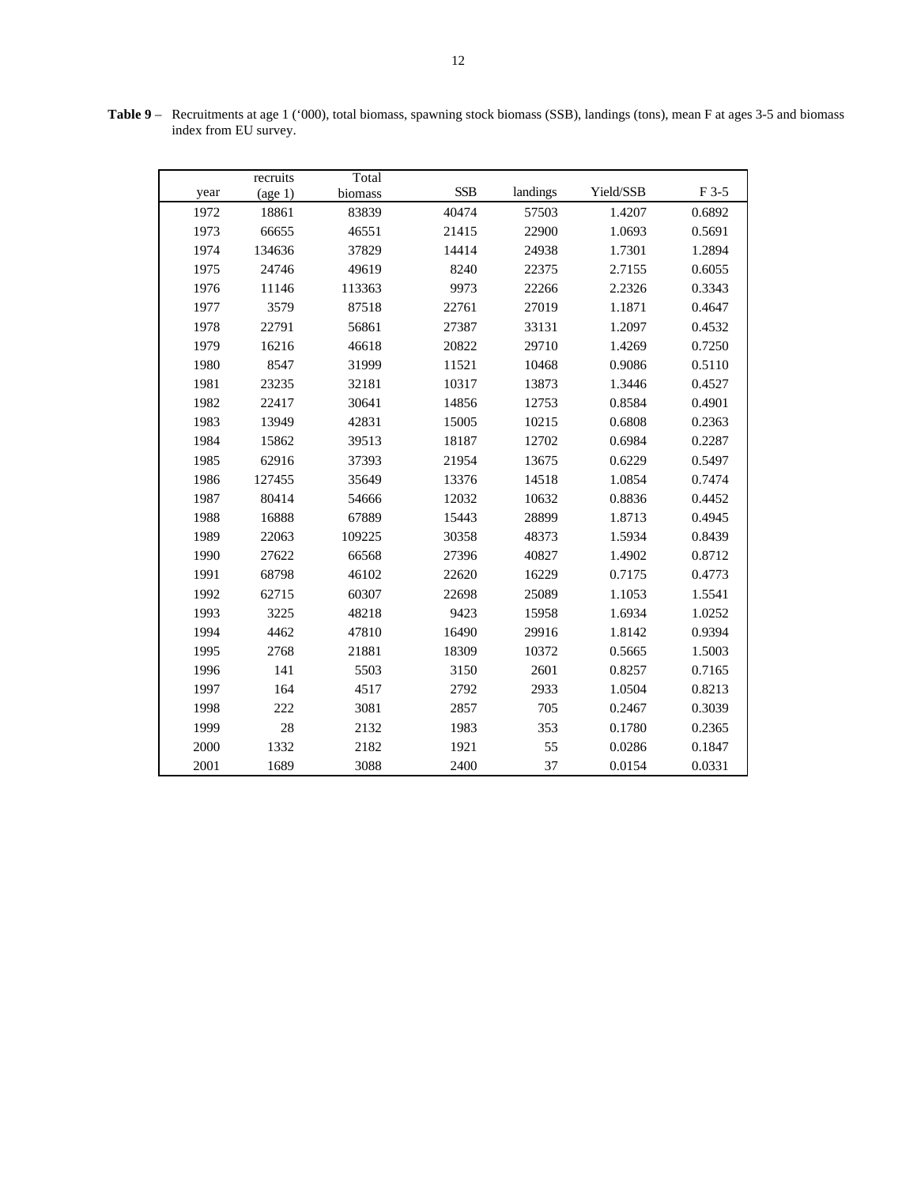**Table 9** – Recruitments at age 1 (‘000), total biomass, spawning stock biomass (SSB), landings (tons), mean F at ages 3-5 and biomass index from EU survey.

| year | recruits (age 1) | Total biomass | SSB | landings | Yield/SSB | F 3-5 |
|---|---|---|---|---|---|---|
| 1972 | 18861 | 83839 | 40474 | 57503 | 1.4207 | 0.6892 |
| 1973 | 66655 | 46551 | 21415 | 22900 | 1.0693 | 0.5691 |
| 1974 | 134636 | 37829 | 14414 | 24938 | 1.7301 | 1.2894 |
| 1975 | 24746 | 49619 | 8240 | 22375 | 2.7155 | 0.6055 |
| 1976 | 11146 | 113363 | 9973 | 22266 | 2.2326 | 0.3343 |
| 1977 | 3579 | 87518 | 22761 | 27019 | 1.1871 | 0.4647 |
| 1978 | 22791 | 56861 | 27387 | 33131 | 1.2097 | 0.4532 |
| 1979 | 16216 | 46618 | 20822 | 29710 | 1.4269 | 0.7250 |
| 1980 | 8547 | 31999 | 11521 | 10468 | 0.9086 | 0.5110 |
| 1981 | 23235 | 32181 | 10317 | 13873 | 1.3446 | 0.4527 |
| 1982 | 22417 | 30641 | 14856 | 12753 | 0.8584 | 0.4901 |
| 1983 | 13949 | 42831 | 15005 | 10215 | 0.6808 | 0.2363 |
| 1984 | 15862 | 39513 | 18187 | 12702 | 0.6984 | 0.2287 |
| 1985 | 62916 | 37393 | 21954 | 13675 | 0.6229 | 0.5497 |
| 1986 | 127455 | 35649 | 13376 | 14518 | 1.0854 | 0.7474 |
| 1987 | 80414 | 54666 | 12032 | 10632 | 0.8836 | 0.4452 |
| 1988 | 16888 | 67889 | 15443 | 28899 | 1.8713 | 0.4945 |
| 1989 | 22063 | 109225 | 30358 | 48373 | 1.5934 | 0.8439 |
| 1990 | 27622 | 66568 | 27396 | 40827 | 1.4902 | 0.8712 |
| 1991 | 68798 | 46102 | 22620 | 16229 | 0.7175 | 0.4773 |
| 1992 | 62715 | 60307 | 22698 | 25089 | 1.1053 | 1.5541 |
| 1993 | 3225 | 48218 | 9423 | 15958 | 1.6934 | 1.0252 |
| 1994 | 4462 | 47810 | 16490 | 29916 | 1.8142 | 0.9394 |
| 1995 | 2768 | 21881 | 18309 | 10372 | 0.5665 | 1.5003 |
| 1996 | 141 | 5503 | 3150 | 2601 | 0.8257 | 0.7165 |
| 1997 | 164 | 4517 | 2792 | 2933 | 1.0504 | 0.8213 |
| 1998 | 222 | 3081 | 2857 | 705 | 0.2467 | 0.3039 |
| 1999 | 28 | 2132 | 1983 | 353 | 0.1780 | 0.2365 |
| 2000 | 1332 | 2182 | 1921 | 55 | 0.0286 | 0.1847 |
| 2001 | 1689 | 3088 | 2400 | 37 | 0.0154 | 0.0331 |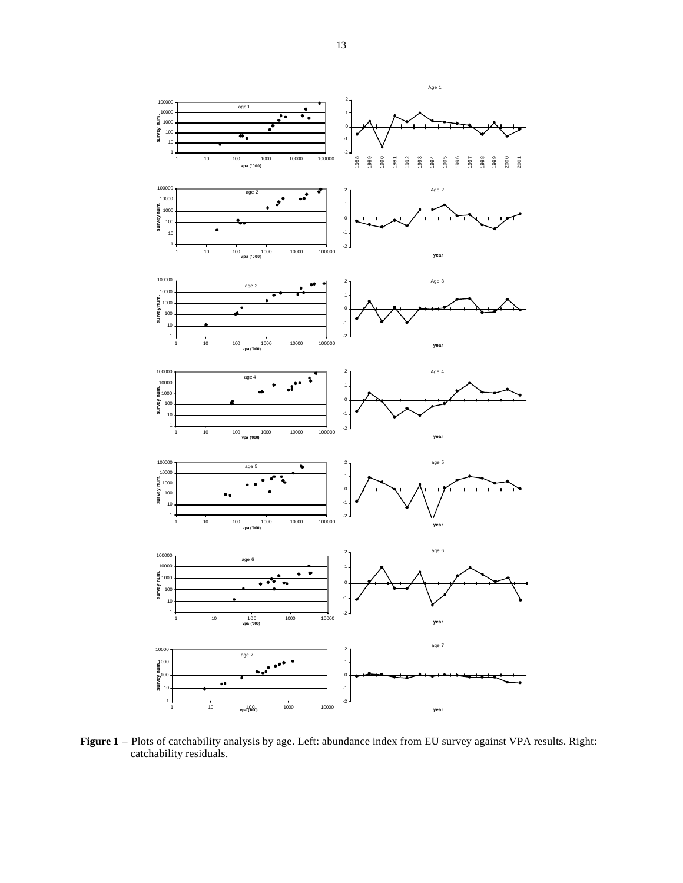**Figure 1** – Plots of catchability analysis by age. Left: abundance index from EU survey against VPA results. Right: catchability residuals.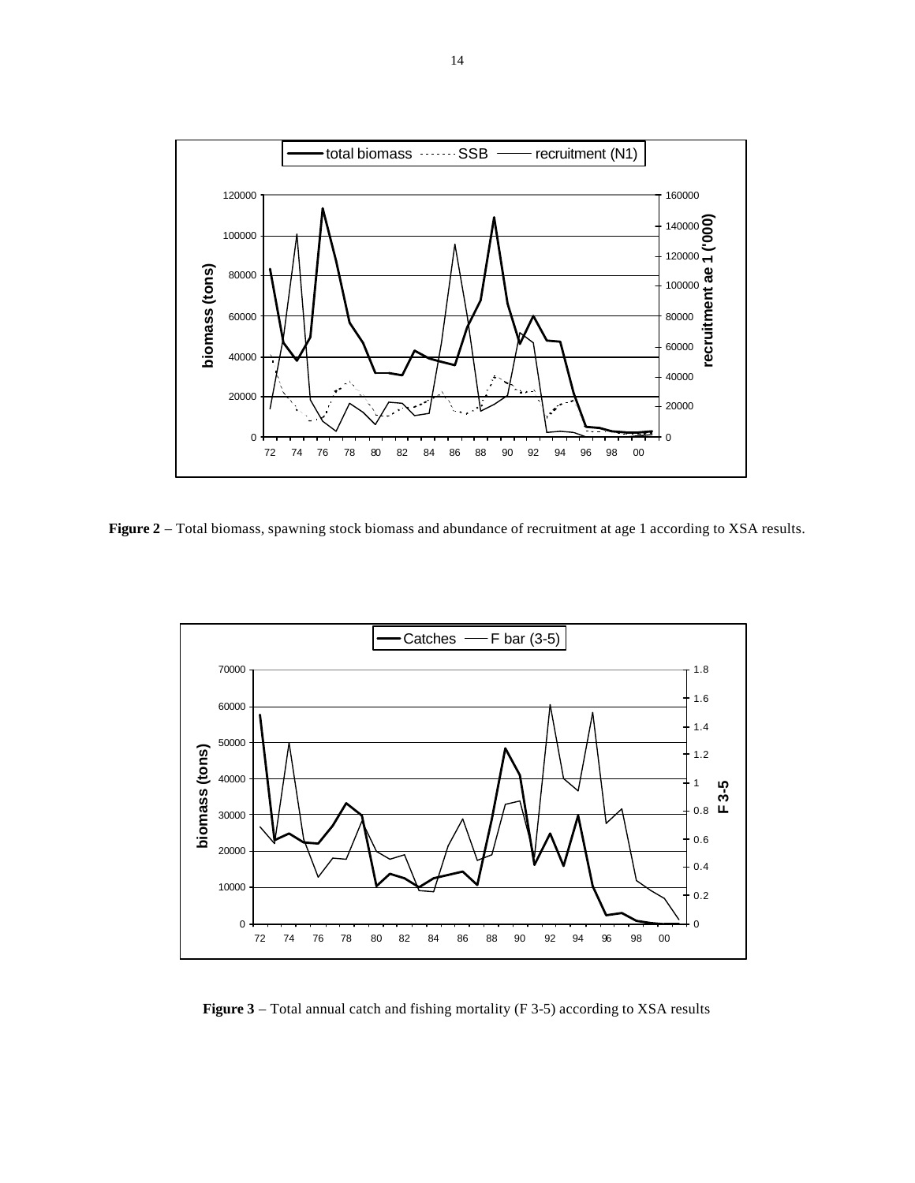**Figure 2** – Total biomass, spawning stock biomass and abundance of recruitment at age 1 according to XSA results.

**Figure 3** – Total annual catch and fishing mortality (F 3-5) according to XSA results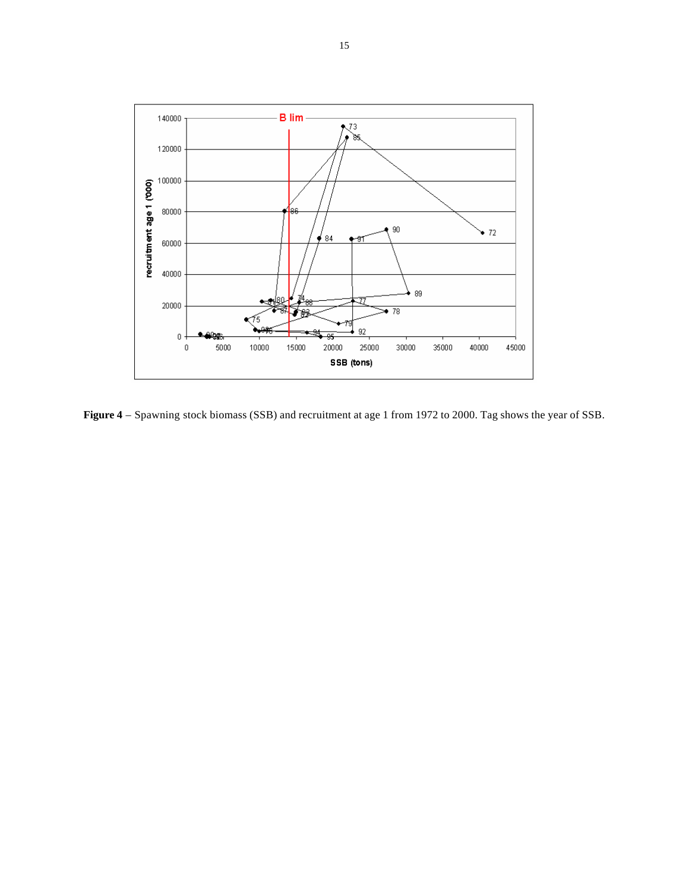**Figure 4** – Spawning stock biomass (SSB) and recruitment at age 1 from 1972 to 2000. Tag shows the year of SSB.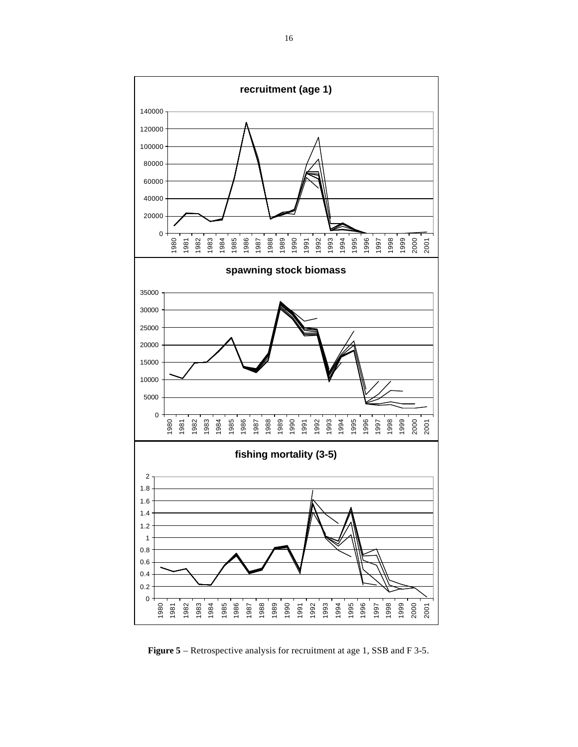recruitment (age 1)

140000
120000
100000
80000
60000
40000
20000
0

1980 1981 1982 1983 1984 1985 1986 1987 1988 1989 1990 1991 1992 1993 1994 1995 1996 1997 1998 1999 2000 2001

spawning stock biomass

35000
30000
25000
20000
15000
10000
5000
0

1980 1981 1982 1983 1984 1985 1986 1987 1988 1989 1990 1991 1992 1993 1994 1995 1996 1997 1998 1999 2000 2001

fishing mortality (3-5)

2
1.8
1.6
1.4
1.2
1
0.8
0.6
0.4
0.2
0

1980 1981 1982 1983 1984 1985 1986 1987 1988 1989 1990 1991 1992 1993 1994 1995 1996 1997 1998 1999 2000 2001

**Figure 5** – Retrospective analysis for recruitment at age 1, SSB and F 3-5.